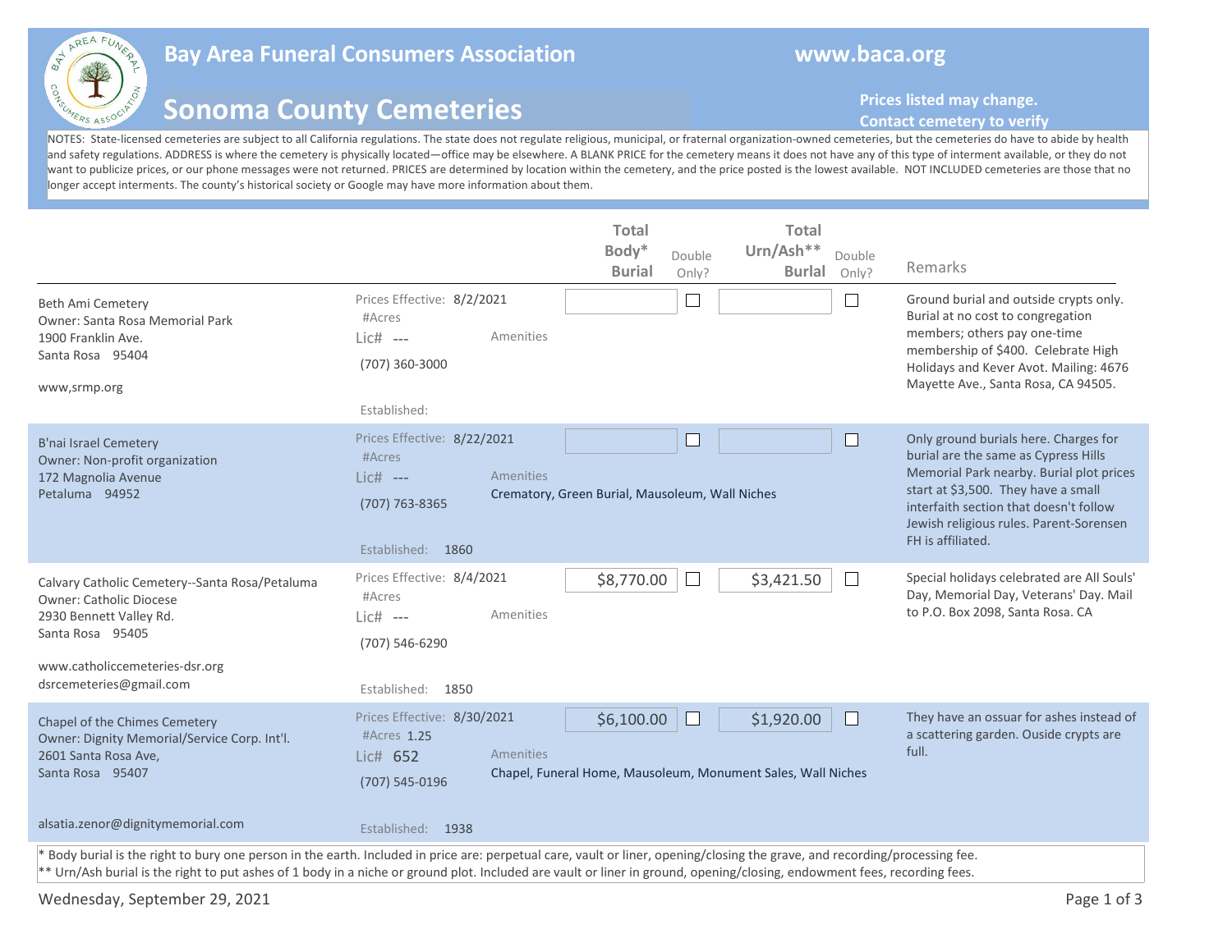# Bay Area Funeral Consumers Association

www.baca.org

## Sonoma County Cemeteries

**Prices listed may change. Contact cemetery to verify**

NOTES: State-licensed cemeteries are subject to all California regulations. The state does not regulate religious, municipal, or fraternal organization-owned cemeteries, but the cemeteries do have to abide by health and safety regulations. ADDRESS is where the cemetery is physically located—office may be elsewhere. A BLANK PRICE for the cemetery means it does not have any of this type of interment available, or they do not want to publicize prices, or our phone messages were not returned. PRICES are determined by location within the cemetery, and the price posted is the lowest available. NOT INCLUDED cemeteries are those that no longer accept interments. The county's historical society or Google may have more information about them.

| Cemetery | Details | Total Body* Burial | Double Only? | Total Urn/Ash** Burial | Double Only? | Remarks |
|---|---|---|---|---|---|---|
| Beth Ami Cemetery<br>Owner: Santa Rosa Memorial Park<br>1900 Franklin Ave.<br>Santa Rosa 95404<br>www,srmp.org | Prices Effective: 8/2/2021<br>#Acres<br>Lic# ---<br>(707) 360-3000<br>Amenities<br>Established: | | ☐ | | ☐ | Ground burial and outside crypts only. Burial at no cost to congregation members; others pay one-time membership of $400. Celebrate High Holidays and Kever Avot. Mailing: 4676 Mayette Ave., Santa Rosa, CA 94505. |
| B'nai Israel Cemetery<br>Owner: Non-profit organization<br>172 Magnolia Avenue<br>Petaluma 94952 | Prices Effective: 8/22/2021<br>#Acres<br>Lic# ---<br>(707) 763-8365<br>Amenities: Crematory, Green Burial, Mausoleum, Wall Niches<br>Established: 1860 | | ☐ | | ☐ | Only ground burials here. Charges for burial are the same as Cypress Hills Memorial Park nearby. Burial plot prices start at $3,500. They have a small interfaith section that doesn't follow Jewish religious rules. Parent-Sorensen FH is affiliated. |
| Calvary Catholic Cemetery--Santa Rosa/Petaluma<br>Owner: Catholic Diocese<br>2930 Bennett Valley Rd.<br>Santa Rosa 95405<br>www.catholiccemeteries-dsr.org<br>dsrcemeteries@gmail.com | Prices Effective: 8/4/2021<br>#Acres<br>Lic# ---<br>(707) 546-6290<br>Amenities<br>Established: 1850 | $8,770.00 | ☐ | $3,421.50 | ☐ | Special holidays celebrated are All Souls' Day, Memorial Day, Veterans' Day. Mail to P.O. Box 2098, Santa Rosa. CA |
| Chapel of the Chimes Cemetery<br>Owner: Dignity Memorial/Service Corp. Int'l.<br>2601 Santa Rosa Ave,<br>Santa Rosa 95407<br>alsatia.zenor@dignitymemorial.com | Prices Effective: 8/30/2021<br>#Acres 1.25<br>Lic# 652<br>(707) 545-0196<br>Amenities: Chapel, Funeral Home, Mausoleum, Monument Sales, Wall Niches<br>Established: 1938 | $6,100.00 | ☐ | $1,920.00 | ☐ | They have an ossuar for ashes instead of a scattering garden. Ouside crypts are full. |

\* Body burial is the right to bury one person in the earth. Included in price are: perpetual care, vault or liner, opening/closing the grave, and recording/processing fee.

\*\* Urn/Ash burial is the right to put ashes of 1 body in a niche or ground plot. Included are vault or liner in ground, opening/closing, endowment fees, recording fees.

Wednesday, September 29, 2021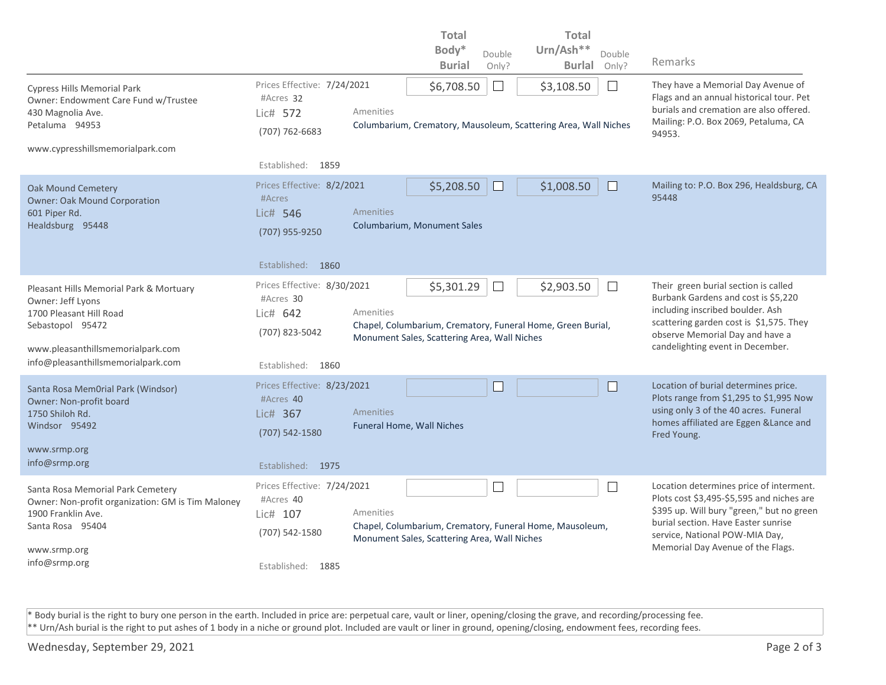| | | Total Body* Burial | Double Only? | Total Urn/Ash** Burial | Double Only? | Remarks |
|---|---|---|---|---|---|---|
| Cypress Hills Memorial Park<br>Owner: Endowment Care Fund w/Trustee<br>430 Magnolia Ave.<br>Petaluma 94953<br><br>www.cypresshillsmemorialpark.com | Prices Effective: 7/24/2021<br>#Acres 32<br>Lic# 572<br>(707) 762-6683<br>Established: 1859<br>Amenities: Columbarium, Crematory, Mausoleum, Scattering Area, Wall Niches | $6,708.50 | ☐ | $3,108.50 | ☐ | They have a Memorial Day Avenue of Flags and an annual historical tour. Pet burials and cremation are also offered. Mailing: P.O. Box 2069, Petaluma, CA 94953. |
| Oak Mound Cemetery<br>Owner: Oak Mound Corporation<br>601 Piper Rd.<br>Healdsburg 95448 | Prices Effective: 8/2/2021<br>#Acres<br>Lic# 546<br>(707) 955-9250<br>Established: 1860<br>Amenities: Columbarium, Monument Sales | $5,208.50 | ☐ | $1,008.50 | ☐ | Mailing to: P.O. Box 296, Healdsburg, CA 95448 |
| Pleasant Hills Memorial Park & Mortuary<br>Owner: Jeff Lyons<br>1700 Pleasant Hill Road<br>Sebastopol 95472<br><br>www.pleasanthillsmemorialpark.com<br>info@pleasanthillsmemorialpark.com | Prices Effective: 8/30/2021<br>#Acres 30<br>Lic# 642<br>(707) 823-5042<br>Established: 1860<br>Amenities: Chapel, Columbarium, Crematory, Funeral Home, Green Burial, Monument Sales, Scattering Area, Wall Niches | $5,301.29 | ☐ | $2,903.50 | ☐ | Their green burial section is called Burbank Gardens and cost is $5,220 including inscribed boulder. Ash scattering garden cost is $1,575. They observe Memorial Day and have a candlelighting event in December. |
| Santa Rosa Mem0rial Park (Windsor)<br>Owner: Non-profit board<br>1750 Shiloh Rd.<br>Windsor 95492<br><br>www.srmp.org<br>info@srmp.org | Prices Effective: 8/23/2021<br>#Acres 40<br>Lic# 367<br>(707) 542-1580<br>Established: 1975<br>Amenities: Funeral Home, Wall Niches | | ☐ | | ☐ | Location of burial determines price. Plots range from $1,295 to $1,995 Now using only 3 of the 40 acres. Funeral homes affiliated are Eggen &Lance and Fred Young. |
| Santa Rosa Memorial Park Cemetery<br>Owner: Non-profit organization: GM is Tim Maloney<br>1900 Franklin Ave.<br>Santa Rosa 95404<br><br>www.srmp.org<br>info@srmp.org | Prices Effective: 7/24/2021<br>#Acres 40<br>Lic# 107<br>(707) 542-1580<br>Established: 1885<br>Amenities: Chapel, Columbarium, Crematory, Funeral Home, Mausoleum, Monument Sales, Scattering Area, Wall Niches | | ☐ | | ☐ | Location determines price of interment. Plots cost $3,495-$5,595 and niches are $395 up. Will bury "green," but no green burial section. Have Easter sunrise service, National POW-MIA Day, Memorial Day Avenue of the Flags. |

* Body burial is the right to bury one person in the earth. Included in price are: perpetual care, vault or liner, opening/closing the grave, and recording/processing fee.
** Urn/Ash burial is the right to put ashes of 1 body in a niche or ground plot. Included are vault or liner in ground, opening/closing, endowment fees, recording fees.

Wednesday, September 29, 2021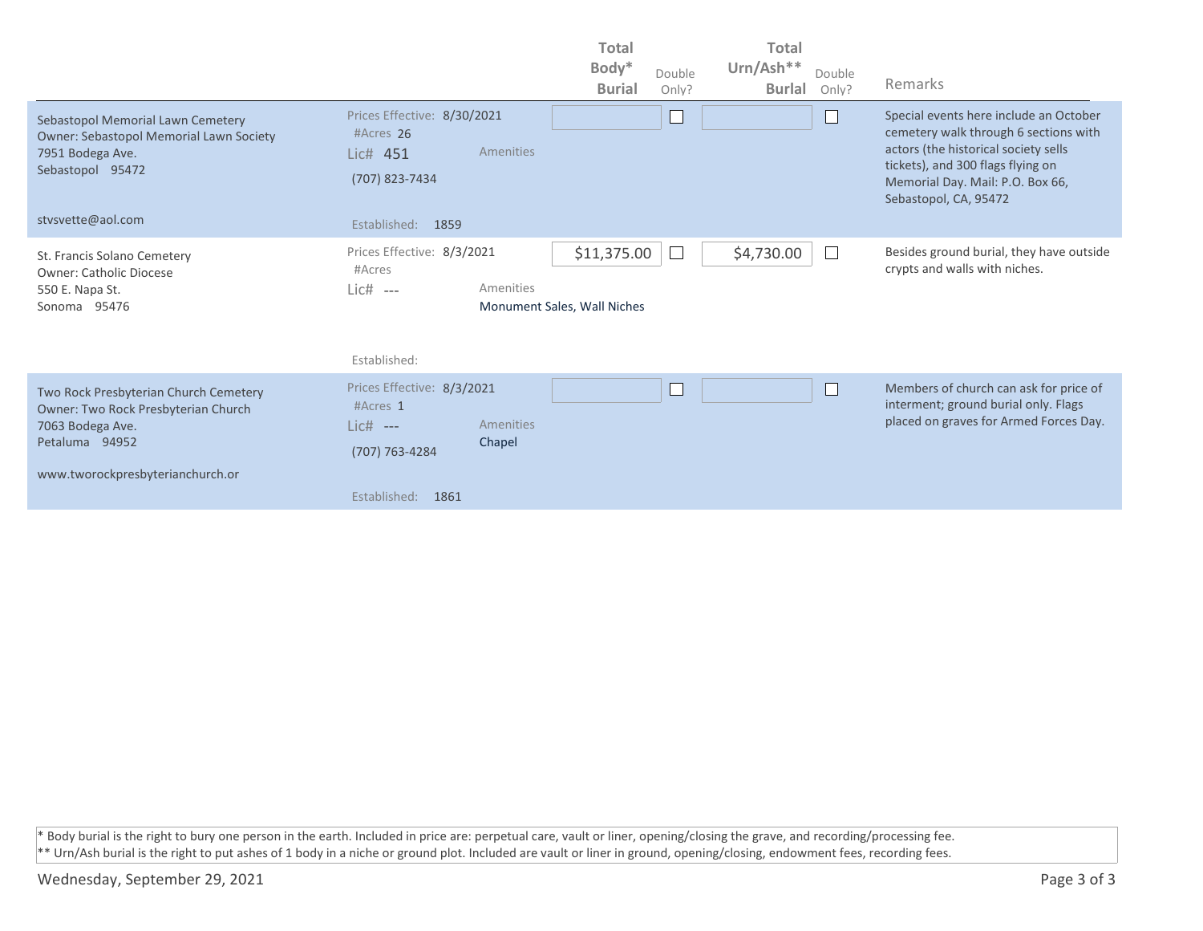| | | Total Body* Burial | Double Only? | Total Urn/Ash** Burlal | Double Only? | Remarks |
|---|---|---|---|---|---|---|
| Sebastopol Memorial Lawn Cemetery<br>Owner: Sebastopol Memorial Lawn Society<br>7951 Bodega Ave.<br>Sebastopol 95472<br><br>stvsvette@aol.com | Prices Effective: 8/30/2021<br>#Acres 26<br>Lic# 451<br>Amenities<br>(707) 823-7434<br><br>Established: 1859 | | ☐ | | ☐ | Special events here include an October cemetery walk through 6 sections with actors (the historical society sells tickets), and 300 flags flying on Memorial Day. Mail: P.O. Box 66, Sebastopol, CA, 95472 |
| St. Francis Solano Cemetery<br>Owner: Catholic Diocese<br>550 E. Napa St.<br>Sonoma 95476 | Prices Effective: 8/3/2021<br>#Acres<br>Lic# ---<br>Amenities<br>Monument Sales, Wall Niches<br><br>Established: | $11,375.00 | ☐ | $4,730.00 | ☐ | Besides ground burial, they have outside crypts and walls with niches. |
| Two Rock Presbyterian Church Cemetery<br>Owner: Two Rock Presbyterian Church<br>7063 Bodega Ave.<br>Petaluma 94952<br><br>www.tworockpresbyterianchurch.or | Prices Effective: 8/3/2021<br>#Acres 1<br>Lic# ---<br>Amenities<br>Chapel<br>(707) 763-4284<br><br>Established: 1861 | | ☐ | | ☐ | Members of church can ask for price of interment; ground burial only. Flags placed on graves for Armed Forces Day. |

* Body burial is the right to bury one person in the earth. Included in price are: perpetual care, vault or liner, opening/closing the grave, and recording/processing fee.
** Urn/Ash burial is the right to put ashes of 1 body in a niche or ground plot. Included are vault or liner in ground, opening/closing, endowment fees, recording fees.

Wednesday, September 29, 2021